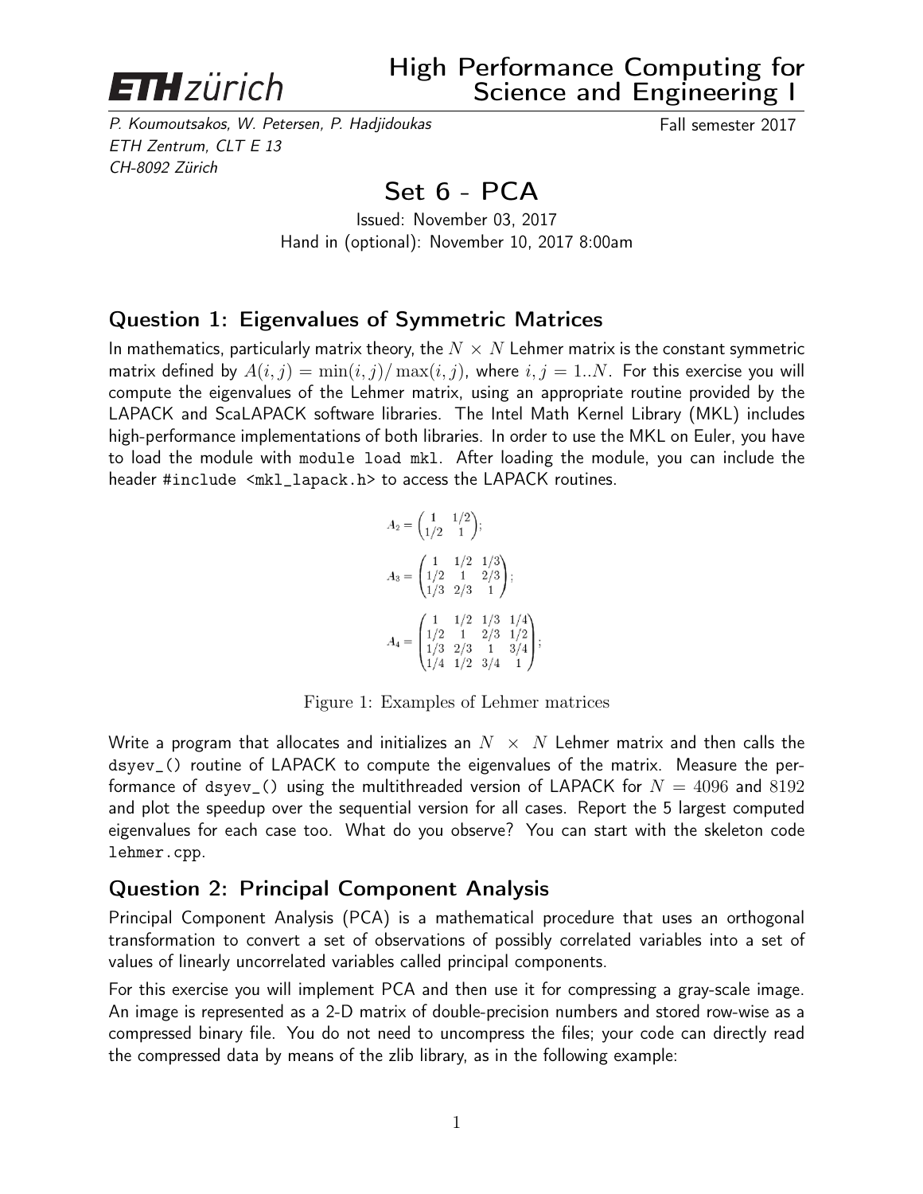**ETH** zürich

# High Performance Computing for Science and Engineering I

*P. Koumoutsakos, W. Petersen, P. Hadjidoukas*
*ETH Zentrum, CLT E 13*
*CH-8092 Zürich*

Fall semester 2017

## Set 6 - PCA

Issued: November 03, 2017
Hand in (optional): November 10, 2017 8:00am

### Question 1: Eigenvalues of Symmetric Matrices

In mathematics, particularly matrix theory, the $N \times N$ Lehmer matrix is the constant symmetric matrix defined by $A(i,j) = \min(i,j)/\max(i,j)$, where $i, j = 1..N$. For this exercise you will compute the eigenvalues of the Lehmer matrix, using an appropriate routine provided by the LAPACK and ScaLAPACK software libraries. The Intel Math Kernel Library (MKL) includes high-performance implementations of both libraries. In order to use the MKL on Euler, you have to load the module with `module load mkl`. After loading the module, you can include the header `#include <mkl_lapack.h>` to access the LAPACK routines.

$$A_2 = \begin{pmatrix} 1 & 1/2 \\ 1/2 & 1 \end{pmatrix};$$

$$A_3 = \begin{pmatrix} 1 & 1/2 & 1/3 \\ 1/2 & 1 & 2/3 \\ 1/3 & 2/3 & 1 \end{pmatrix};$$

$$A_4 = \begin{pmatrix} 1 & 1/2 & 1/3 & 1/4 \\ 1/2 & 1 & 2/3 & 1/2 \\ 1/3 & 2/3 & 1 & 3/4 \\ 1/4 & 1/2 & 3/4 & 1 \end{pmatrix};$$

Figure 1: Examples of Lehmer matrices

Write a program that allocates and initializes an $N \times N$ Lehmer matrix and then calls the `dsyev_()` routine of LAPACK to compute the eigenvalues of the matrix. Measure the performance of `dsyev_()` using the multithreaded version of LAPACK for $N = 4096$ and $8192$ and plot the speedup over the sequential version for all cases. Report the 5 largest computed eigenvalues for each case too. What do you observe? You can start with the skeleton code `lehmer.cpp`.

### Question 2: Principal Component Analysis

Principal Component Analysis (PCA) is a mathematical procedure that uses an orthogonal transformation to convert a set of observations of possibly correlated variables into a set of values of linearly uncorrelated variables called principal components.

For this exercise you will implement PCA and then use it for compressing a gray-scale image. An image is represented as a 2-D matrix of double-precision numbers and stored row-wise as a compressed binary file. You do not need to uncompress the files; your code can directly read the compressed data by means of the zlib library, as in the following example: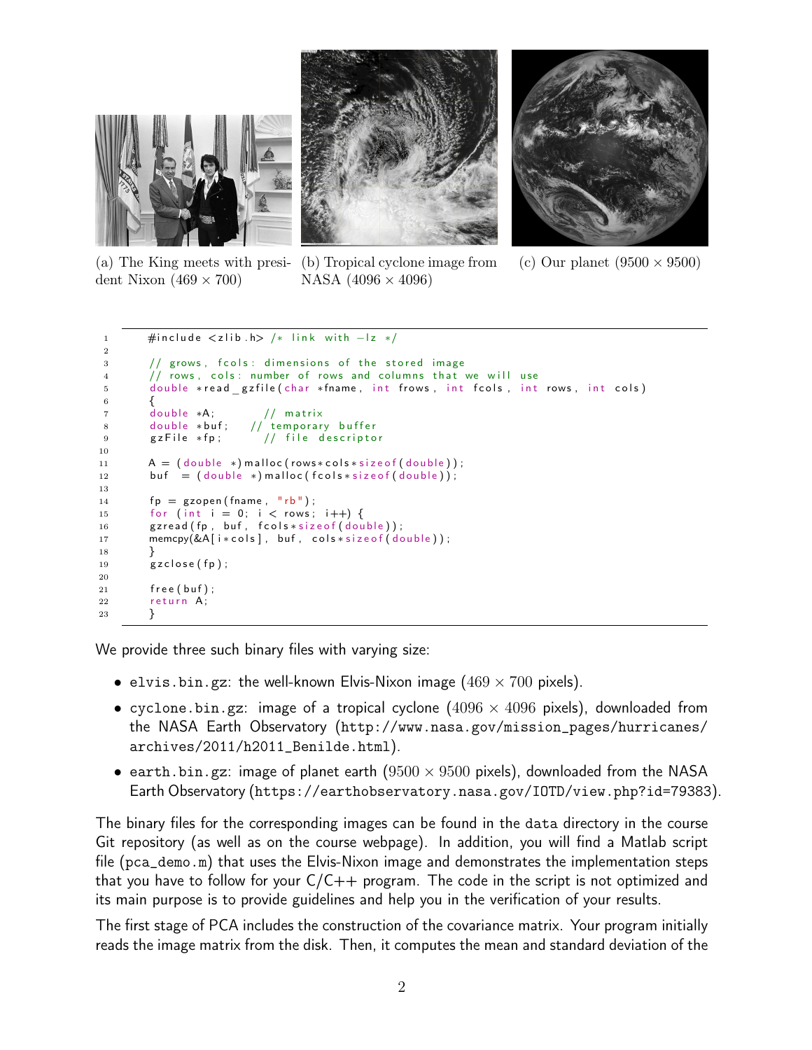(a) The King meets with president Nixon ($469 \times 700$)

(b) Tropical cyclone image from NASA ($4096 \times 4096$)

(c) Our planet ($9500 \times 9500$)

```c
#include <zlib.h> /* link with -lz */

// grows, fcols: dimensions of the stored image
// rows, cols: number of rows and columns that we will use
double *read_gzfile(char *fname, int frows, int fcols, int rows, int cols)
{
double *A;        // matrix
double *buf;   // temporary buffer
gzFile *fp;       // file descriptor

A = (double *)malloc(rows*cols*sizeof(double));
buf  = (double *)malloc(fcols*sizeof(double));

fp = gzopen(fname, "rb");
for (int i = 0; i < rows; i++) {
gzread(fp, buf, fcols*sizeof(double));
memcpy(&A[i*cols], buf, cols*sizeof(double));
}
gzclose(fp);

free(buf);
return A;
}
```

We provide three such binary files with varying size:

- `elvis.bin.gz`: the well-known Elvis-Nixon image ($469 \times 700$ pixels).
- `cyclone.bin.gz`: image of a tropical cyclone ($4096 \times 4096$ pixels), downloaded from the NASA Earth Observatory (`http://www.nasa.gov/mission_pages/hurricanes/archives/2011/h2011_Benilde.html`).
- `earth.bin.gz`: image of planet earth ($9500 \times 9500$ pixels), downloaded from the NASA Earth Observatory (`https://earthobservatory.nasa.gov/IOTD/view.php?id=79383`).

The binary files for the corresponding images can be found in the `data` directory in the course Git repository (as well as on the course webpage). In addition, you will find a Matlab script file (`pca_demo.m`) that uses the Elvis-Nixon image and demonstrates the implementation steps that you have to follow for your C/C++ program. The code in the script is not optimized and its main purpose is to provide guidelines and help you in the verification of your results.

The first stage of PCA includes the construction of the covariance matrix. Your program initially reads the image matrix from the disk. Then, it computes the mean and standard deviation of the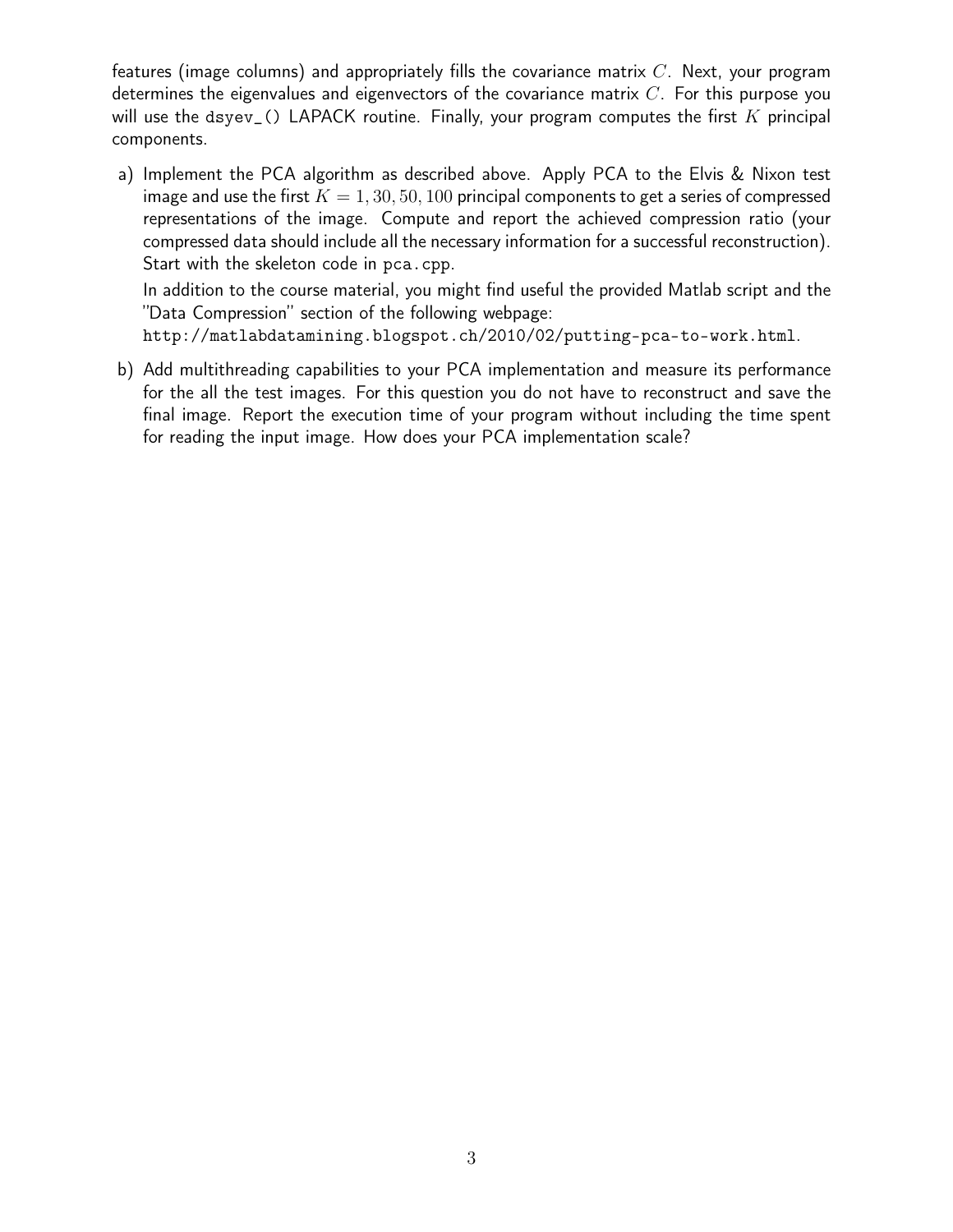features (image columns) and appropriately fills the covariance matrix $C$. Next, your program determines the eigenvalues and eigenvectors of the covariance matrix $C$. For this purpose you will use the `dsyev_()` LAPACK routine. Finally, your program computes the first $K$ principal components.

a) Implement the PCA algorithm as described above. Apply PCA to the Elvis & Nixon test image and use the first $K = 1, 30, 50, 100$ principal components to get a series of compressed representations of the image. Compute and report the achieved compression ratio (your compressed data should include all the necessary information for a successful reconstruction). Start with the skeleton code in `pca.cpp`.

   In addition to the course material, you might find useful the provided Matlab script and the "Data Compression" section of the following webpage:
   `http://matlabdatamining.blogspot.ch/2010/02/putting-pca-to-work.html`.

b) Add multithreading capabilities to your PCA implementation and measure its performance for the all the test images. For this question you do not have to reconstruct and save the final image. Report the execution time of your program without including the time spent for reading the input image. How does your PCA implementation scale?